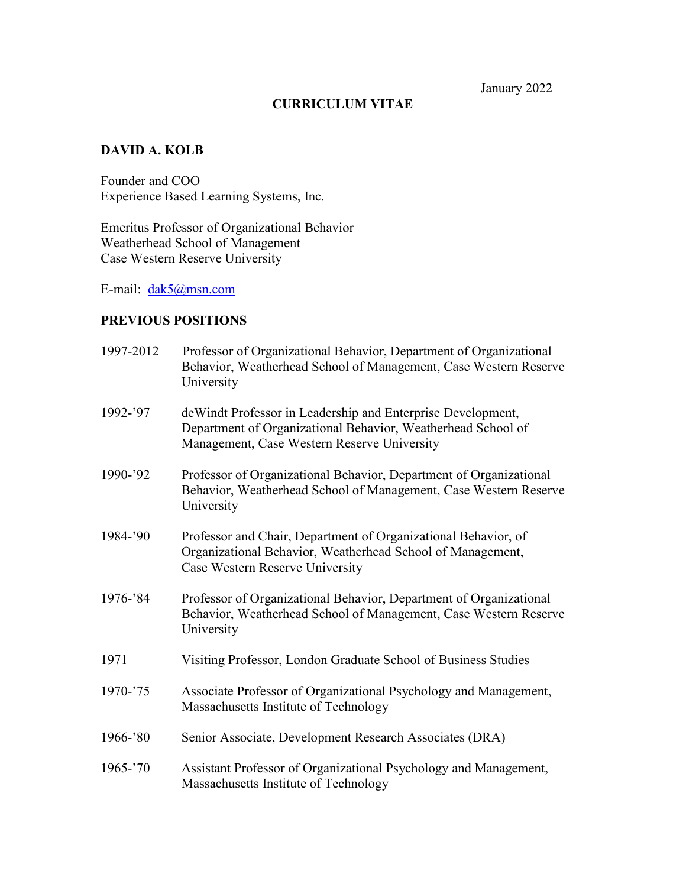January 2022

# CURRICULUM VITAE

## DAVID A. KOLB

Founder and COO
Experience Based Learning Systems, Inc.

Emeritus Professor of Organizational Behavior
Weatherhead School of Management
Case Western Reserve University

E-mail: dak5@msn.com

## PREVIOUS POSITIONS

| | |
|---|---|
| 1997-2012 | Professor of Organizational Behavior, Department of Organizational Behavior, Weatherhead School of Management, Case Western Reserve University |
| 1992-'97 | deWindt Professor in Leadership and Enterprise Development, Department of Organizational Behavior, Weatherhead School of Management, Case Western Reserve University |
| 1990-'92 | Professor of Organizational Behavior, Department of Organizational Behavior, Weatherhead School of Management, Case Western Reserve University |
| 1984-'90 | Professor and Chair, Department of Organizational Behavior, of Organizational Behavior, Weatherhead School of Management, Case Western Reserve University |
| 1976-'84 | Professor of Organizational Behavior, Department of Organizational Behavior, Weatherhead School of Management, Case Western Reserve University |
| 1971 | Visiting Professor, London Graduate School of Business Studies |
| 1970-'75 | Associate Professor of Organizational Psychology and Management, Massachusetts Institute of Technology |
| 1966-'80 | Senior Associate, Development Research Associates (DRA) |
| 1965-'70 | Assistant Professor of Organizational Psychology and Management, Massachusetts Institute of Technology |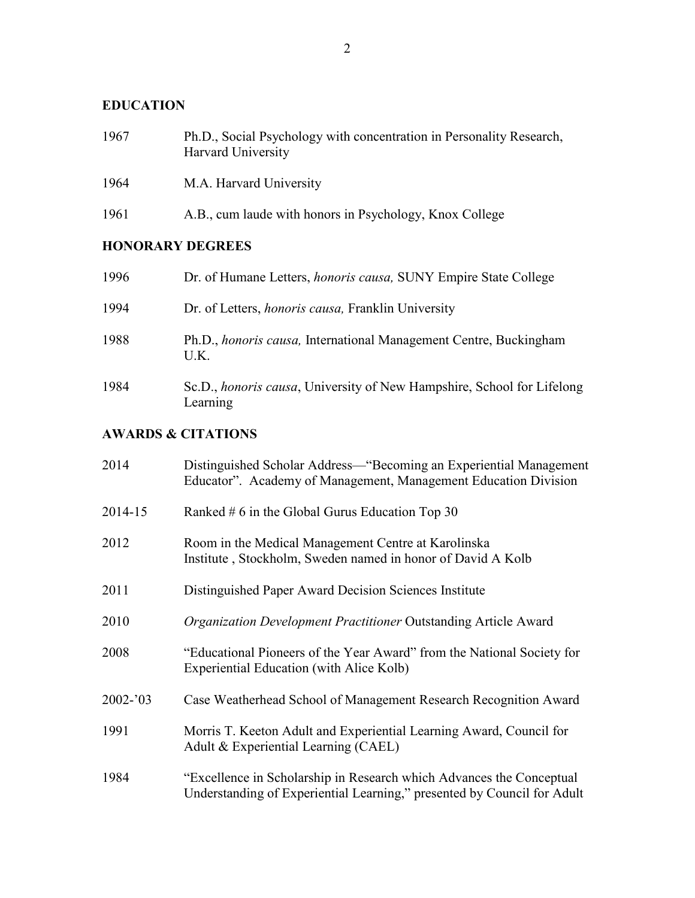## EDUCATION

1967 Ph.D., Social Psychology with concentration in Personality Research, Harvard University

1964 M.A. Harvard University

1961 A.B., cum laude with honors in Psychology, Knox College

## HONORARY DEGREES

1996 Dr. of Humane Letters, *honoris causa,* SUNY Empire State College

1994 Dr. of Letters, *honoris causa,* Franklin University

1988 Ph.D., *honoris causa,* International Management Centre, Buckingham U.K.

1984 Sc.D., *honoris causa*, University of New Hampshire, School for Lifelong Learning

## AWARDS & CITATIONS

2014 Distinguished Scholar Address—"Becoming an Experiential Management Educator". Academy of Management, Management Education Division

2014-15 Ranked # 6 in the Global Gurus Education Top 30

2012 Room in the Medical Management Centre at Karolinska Institute , Stockholm, Sweden named in honor of David A Kolb

2011 Distinguished Paper Award Decision Sciences Institute

2010 *Organization Development Practitioner* Outstanding Article Award

2008 "Educational Pioneers of the Year Award" from the National Society for Experiential Education (with Alice Kolb)

2002-'03 Case Weatherhead School of Management Research Recognition Award

1991 Morris T. Keeton Adult and Experiential Learning Award, Council for Adult & Experiential Learning (CAEL)

1984 "Excellence in Scholarship in Research which Advances the Conceptual Understanding of Experiential Learning," presented by Council for Adult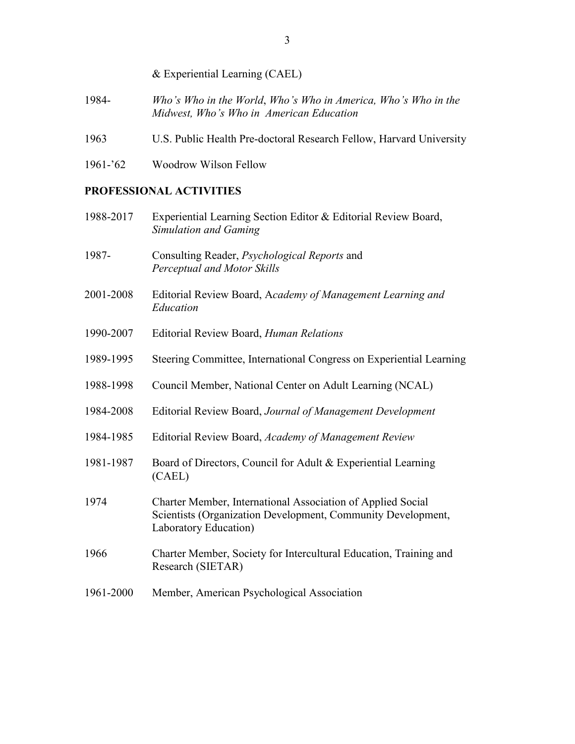& Experiential Learning (CAEL)

1984- *Who's Who in the World*, *Who's Who in America, Who's Who in the Midwest, Who's Who in American Education*

1963 U.S. Public Health Pre-doctoral Research Fellow, Harvard University

1961-'62 Woodrow Wilson Fellow

## PROFESSIONAL ACTIVITIES

1988-2017 Experiential Learning Section Editor & Editorial Review Board, *Simulation and Gaming*

1987- Consulting Reader, *Psychological Reports* and *Perceptual and Motor Skills*

2001-2008 Editorial Review Board, A*cademy of Management Learning and Education*

1990-2007 Editorial Review Board, *Human Relations*

1989-1995 Steering Committee, International Congress on Experiential Learning

1988-1998 Council Member, National Center on Adult Learning (NCAL)

1984-2008 Editorial Review Board, *Journal of Management Development*

1984-1985 Editorial Review Board, *Academy of Management Review*

1981-1987 Board of Directors, Council for Adult & Experiential Learning (CAEL)

1974 Charter Member, International Association of Applied Social Scientists (Organization Development, Community Development, Laboratory Education)

1966 Charter Member, Society for Intercultural Education, Training and Research (SIETAR)

1961-2000 Member, American Psychological Association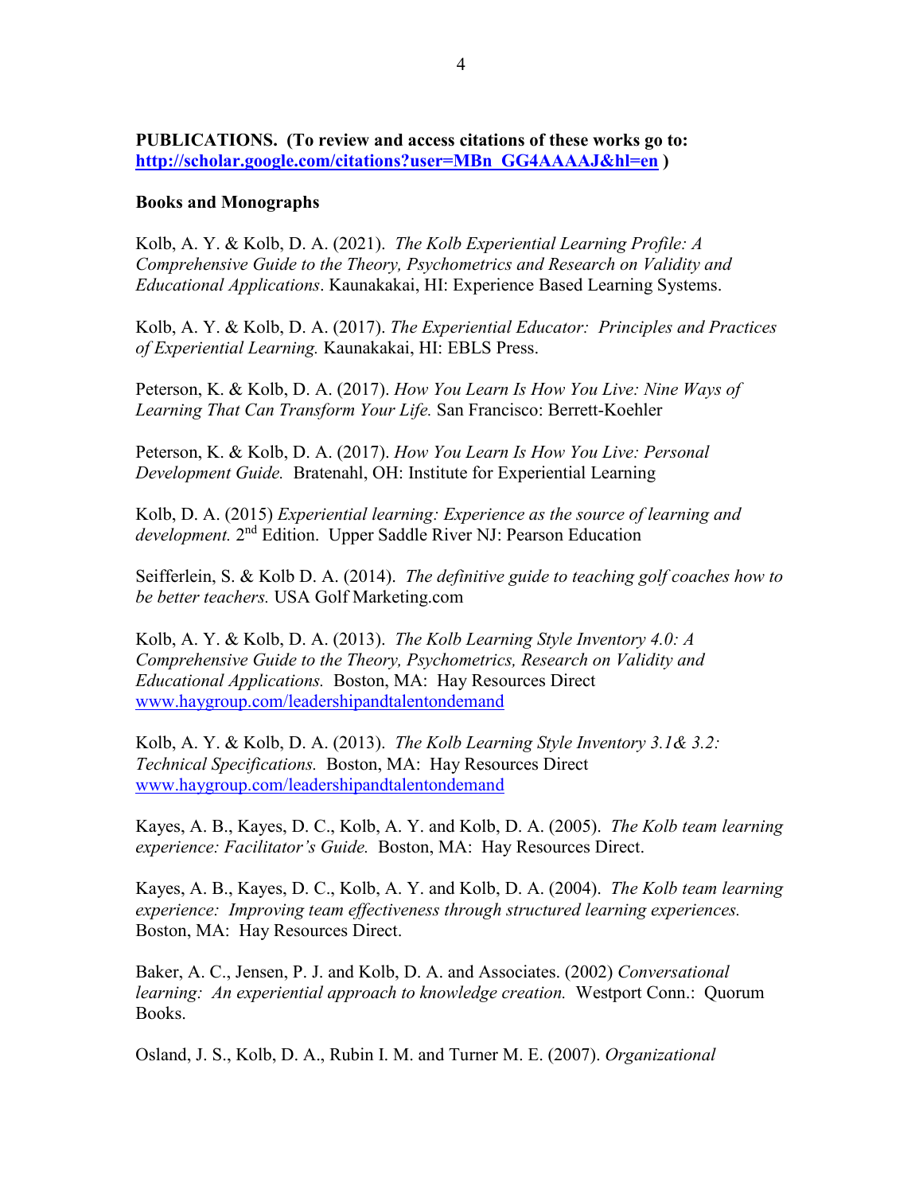**PUBLICATIONS. (To review and access citations of these works go to: http://scholar.google.com/citations?user=MBn_GG4AAAAJ&hl=en )**

**Books and Monographs**

Kolb, A. Y. & Kolb, D. A. (2021). *The Kolb Experiential Learning Profile: A Comprehensive Guide to the Theory, Psychometrics and Research on Validity and Educational Applications*. Kaunakakai, HI: Experience Based Learning Systems.

Kolb, A. Y. & Kolb, D. A. (2017). *The Experiential Educator: Principles and Practices of Experiential Learning.* Kaunakakai, HI: EBLS Press.

Peterson, K. & Kolb, D. A. (2017). *How You Learn Is How You Live: Nine Ways of Learning That Can Transform Your Life.* San Francisco: Berrett-Koehler

Peterson, K. & Kolb, D. A. (2017). *How You Learn Is How You Live: Personal Development Guide.* Bratenahl, OH: Institute for Experiential Learning

Kolb, D. A. (2015) *Experiential learning: Experience as the source of learning and development.* 2nd Edition. Upper Saddle River NJ: Pearson Education

Seifferlein, S. & Kolb D. A. (2014). *The definitive guide to teaching golf coaches how to be better teachers.* USA Golf Marketing.com

Kolb, A. Y. & Kolb, D. A. (2013). *The Kolb Learning Style Inventory 4.0: A Comprehensive Guide to the Theory, Psychometrics, Research on Validity and Educational Applications.* Boston, MA: Hay Resources Direct www.haygroup.com/leadershipandtalentondemand

Kolb, A. Y. & Kolb, D. A. (2013). *The Kolb Learning Style Inventory 3.1& 3.2: Technical Specifications.* Boston, MA: Hay Resources Direct www.haygroup.com/leadershipandtalentondemand

Kayes, A. B., Kayes, D. C., Kolb, A. Y. and Kolb, D. A. (2005). *The Kolb team learning experience: Facilitator's Guide.* Boston, MA: Hay Resources Direct.

Kayes, A. B., Kayes, D. C., Kolb, A. Y. and Kolb, D. A. (2004). *The Kolb team learning experience: Improving team effectiveness through structured learning experiences.* Boston, MA: Hay Resources Direct.

Baker, A. C., Jensen, P. J. and Kolb, D. A. and Associates. (2002) *Conversational learning: An experiential approach to knowledge creation.* Westport Conn.: Quorum Books.

Osland, J. S., Kolb, D. A., Rubin I. M. and Turner M. E. (2007). *Organizational*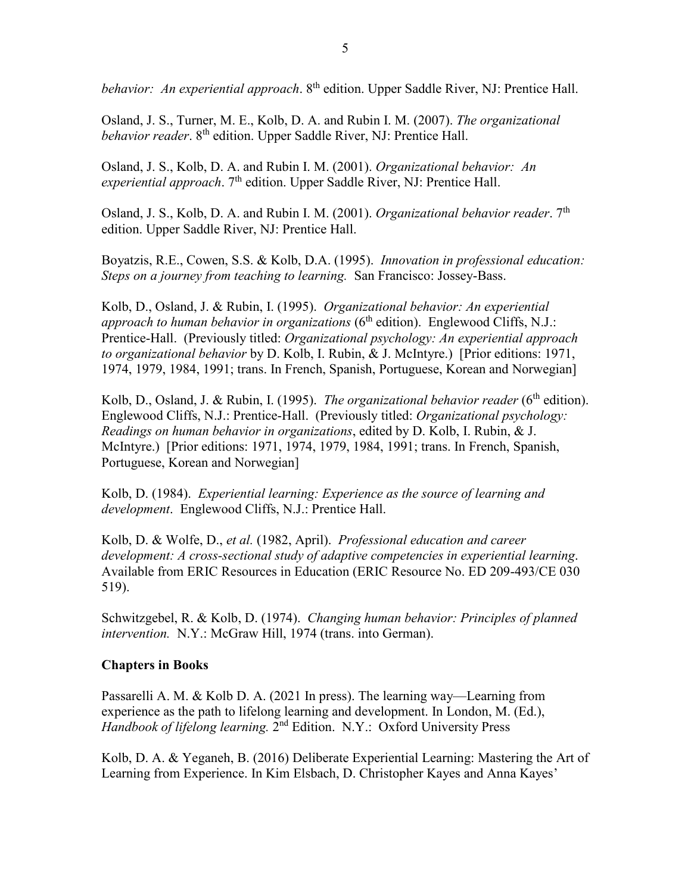*behavior: An experiential approach*. 8th edition. Upper Saddle River, NJ: Prentice Hall.

Osland, J. S., Turner, M. E., Kolb, D. A. and Rubin I. M. (2007). *The organizational behavior reader*. 8th edition. Upper Saddle River, NJ: Prentice Hall.

Osland, J. S., Kolb, D. A. and Rubin I. M. (2001). *Organizational behavior: An experiential approach*. 7th edition. Upper Saddle River, NJ: Prentice Hall.

Osland, J. S., Kolb, D. A. and Rubin I. M. (2001). *Organizational behavior reader*. 7th edition. Upper Saddle River, NJ: Prentice Hall.

Boyatzis, R.E., Cowen, S.S. & Kolb, D.A. (1995). *Innovation in professional education: Steps on a journey from teaching to learning.* San Francisco: Jossey-Bass.

Kolb, D., Osland, J. & Rubin, I. (1995). *Organizational behavior: An experiential approach to human behavior in organizations* (6th edition). Englewood Cliffs, N.J.: Prentice-Hall. (Previously titled: *Organizational psychology: An experiential approach to organizational behavior* by D. Kolb, I. Rubin, & J. McIntyre.) [Prior editions: 1971, 1974, 1979, 1984, 1991; trans. In French, Spanish, Portuguese, Korean and Norwegian]

Kolb, D., Osland, J. & Rubin, I. (1995). *The organizational behavior reader* (6th edition). Englewood Cliffs, N.J.: Prentice-Hall. (Previously titled: *Organizational psychology: Readings on human behavior in organizations*, edited by D. Kolb, I. Rubin, & J. McIntyre.) [Prior editions: 1971, 1974, 1979, 1984, 1991; trans. In French, Spanish, Portuguese, Korean and Norwegian]

Kolb, D. (1984). *Experiential learning: Experience as the source of learning and development*. Englewood Cliffs, N.J.: Prentice Hall.

Kolb, D. & Wolfe, D., *et al.* (1982, April). *Professional education and career development: A cross-sectional study of adaptive competencies in experiential learning*. Available from ERIC Resources in Education (ERIC Resource No. ED 209-493/CE 030 519).

Schwitzgebel, R. & Kolb, D. (1974). *Changing human behavior: Principles of planned intervention.* N.Y.: McGraw Hill, 1974 (trans. into German).

### Chapters in Books

Passarelli A. M. & Kolb D. A. (2021 In press). The learning way—Learning from experience as the path to lifelong learning and development. In London, M. (Ed.), *Handbook of lifelong learning.* 2nd Edition. N.Y.: Oxford University Press

Kolb, D. A. & Yeganeh, B. (2016) Deliberate Experiential Learning: Mastering the Art of Learning from Experience. In Kim Elsbach, D. Christopher Kayes and Anna Kayes'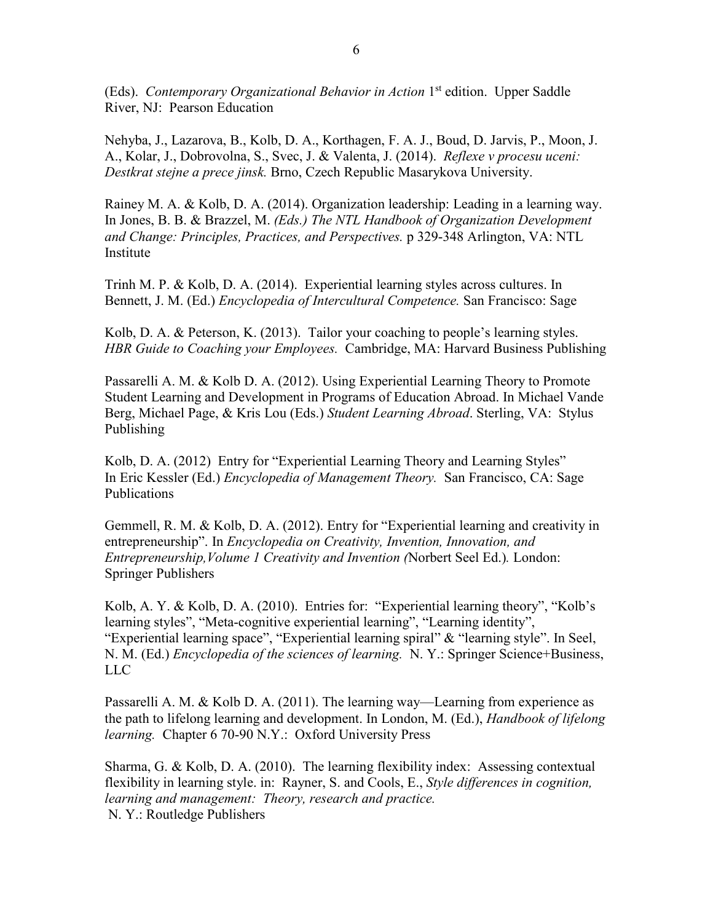(Eds). *Contemporary Organizational Behavior in Action* 1st edition. Upper Saddle River, NJ: Pearson Education

Nehyba, J., Lazarova, B., Kolb, D. A., Korthagen, F. A. J., Boud, D. Jarvis, P., Moon, J. A., Kolar, J., Dobrovolna, S., Svec, J. & Valenta, J. (2014). *Reflexe v procesu uceni: Destkrat stejne a prece jinsk.* Brno, Czech Republic Masarykova University.

Rainey M. A. & Kolb, D. A. (2014). Organization leadership: Leading in a learning way. In Jones, B. B. & Brazzel, M. *(Eds.) The NTL Handbook of Organization Development and Change: Principles, Practices, and Perspectives.* p 329-348 Arlington, VA: NTL Institute

Trinh M. P. & Kolb, D. A. (2014). Experiential learning styles across cultures. In Bennett, J. M. (Ed.) *Encyclopedia of Intercultural Competence.* San Francisco: Sage

Kolb, D. A. & Peterson, K. (2013). Tailor your coaching to people's learning styles. *HBR Guide to Coaching your Employees.* Cambridge, MA: Harvard Business Publishing

Passarelli A. M. & Kolb D. A. (2012). Using Experiential Learning Theory to Promote Student Learning and Development in Programs of Education Abroad. In Michael Vande Berg, Michael Page, & Kris Lou (Eds.) *Student Learning Abroad*. Sterling, VA: Stylus Publishing

Kolb, D. A. (2012) Entry for "Experiential Learning Theory and Learning Styles" In Eric Kessler (Ed.) *Encyclopedia of Management Theory.* San Francisco, CA: Sage Publications

Gemmell, R. M. & Kolb, D. A. (2012). Entry for "Experiential learning and creativity in entrepreneurship". In *Encyclopedia on Creativity, Invention, Innovation, and Entrepreneurship,Volume 1 Creativity and Invention (*Norbert Seel Ed.)*.* London: Springer Publishers

Kolb, A. Y. & Kolb, D. A. (2010). Entries for: "Experiential learning theory", "Kolb's learning styles", "Meta-cognitive experiential learning", "Learning identity", "Experiential learning space", "Experiential learning spiral" & "learning style". In Seel, N. M. (Ed.) *Encyclopedia of the sciences of learning.* N. Y.: Springer Science+Business, LLC

Passarelli A. M. & Kolb D. A. (2011). The learning way—Learning from experience as the path to lifelong learning and development. In London, M. (Ed.), *Handbook of lifelong learning.* Chapter 6 70-90 N.Y.: Oxford University Press

Sharma, G. & Kolb, D. A. (2010). The learning flexibility index: Assessing contextual flexibility in learning style. in: Rayner, S. and Cools, E., *Style differences in cognition, learning and management: Theory, research and practice.* N. Y.: Routledge Publishers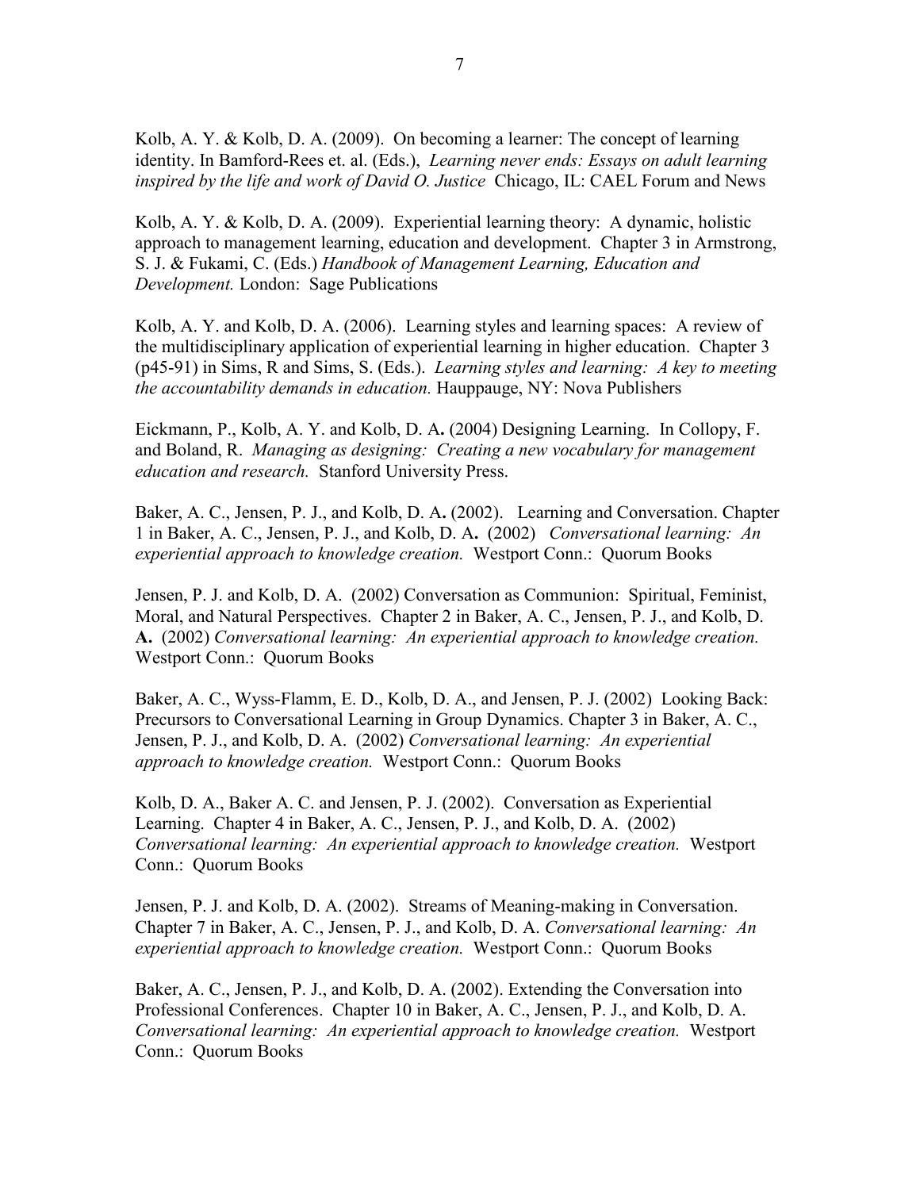Kolb, A. Y. & Kolb, D. A. (2009). On becoming a learner: The concept of learning identity. In Bamford-Rees et. al. (Eds.), *Learning never ends: Essays on adult learning inspired by the life and work of David O. Justice* Chicago, IL: CAEL Forum and News

Kolb, A. Y. & Kolb, D. A. (2009). Experiential learning theory: A dynamic, holistic approach to management learning, education and development. Chapter 3 in Armstrong, S. J. & Fukami, C. (Eds.) *Handbook of Management Learning, Education and Development.* London: Sage Publications

Kolb, A. Y. and Kolb, D. A. (2006). Learning styles and learning spaces: A review of the multidisciplinary application of experiential learning in higher education. Chapter 3 (p45-91) in Sims, R and Sims, S. (Eds.). *Learning styles and learning: A key to meeting the accountability demands in education.* Hauppauge, NY: Nova Publishers

Eickmann, P., Kolb, A. Y. and Kolb, D. A**.** (2004) Designing Learning. In Collopy, F. and Boland, R. *Managing as designing: Creating a new vocabulary for management education and research.* Stanford University Press.

Baker, A. C., Jensen, P. J., and Kolb, D. A**.** (2002). Learning and Conversation. Chapter 1 in Baker, A. C., Jensen, P. J., and Kolb, D. A**.** (2002) *Conversational learning: An experiential approach to knowledge creation.* Westport Conn.: Quorum Books

Jensen, P. J. and Kolb, D. A. (2002) Conversation as Communion: Spiritual, Feminist, Moral, and Natural Perspectives. Chapter 2 in Baker, A. C., Jensen, P. J., and Kolb, D. **A.** (2002) *Conversational learning: An experiential approach to knowledge creation.* Westport Conn.: Quorum Books

Baker, A. C., Wyss-Flamm, E. D., Kolb, D. A., and Jensen, P. J. (2002) Looking Back: Precursors to Conversational Learning in Group Dynamics. Chapter 3 in Baker, A. C., Jensen, P. J., and Kolb, D. A. (2002) *Conversational learning: An experiential approach to knowledge creation.* Westport Conn.: Quorum Books

Kolb, D. A., Baker A. C. and Jensen, P. J. (2002). Conversation as Experiential Learning. Chapter 4 in Baker, A. C., Jensen, P. J., and Kolb, D. A. (2002) *Conversational learning: An experiential approach to knowledge creation.* Westport Conn.: Quorum Books

Jensen, P. J. and Kolb, D. A. (2002). Streams of Meaning-making in Conversation. Chapter 7 in Baker, A. C., Jensen, P. J., and Kolb, D. A. *Conversational learning: An experiential approach to knowledge creation.* Westport Conn.: Quorum Books

Baker, A. C., Jensen, P. J., and Kolb, D. A. (2002). Extending the Conversation into Professional Conferences. Chapter 10 in Baker, A. C., Jensen, P. J., and Kolb, D. A. *Conversational learning: An experiential approach to knowledge creation.* Westport Conn.: Quorum Books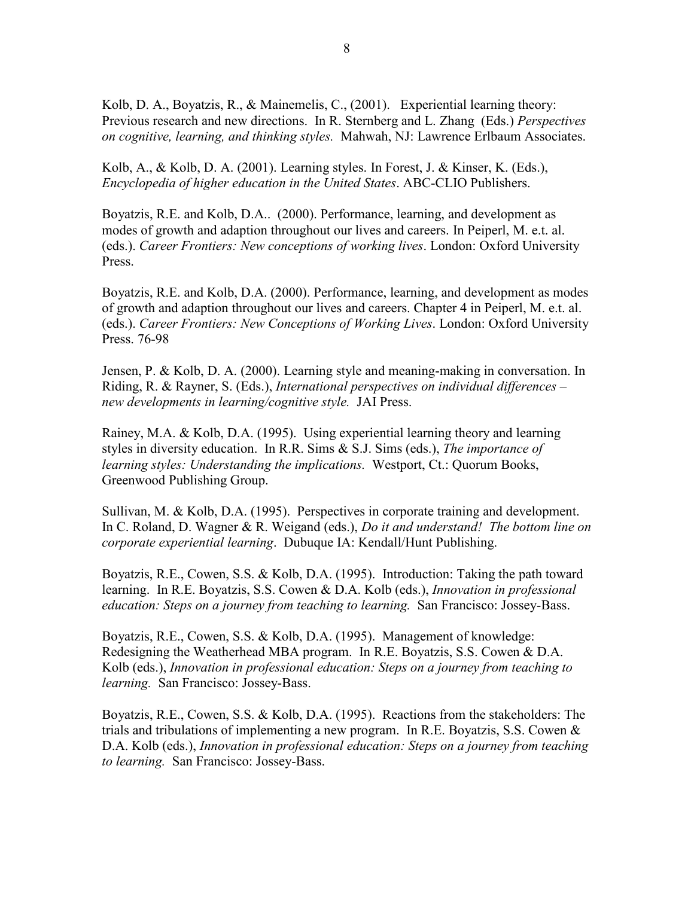Kolb, D. A., Boyatzis, R., & Mainemelis, C., (2001). Experiential learning theory: Previous research and new directions. In R. Sternberg and L. Zhang (Eds.) *Perspectives on cognitive, learning, and thinking styles.* Mahwah, NJ: Lawrence Erlbaum Associates.

Kolb, A., & Kolb, D. A. (2001). Learning styles. In Forest, J. & Kinser, K. (Eds.), *Encyclopedia of higher education in the United States*. ABC-CLIO Publishers.

Boyatzis, R.E. and Kolb, D.A.. (2000). Performance, learning, and development as modes of growth and adaption throughout our lives and careers. In Peiperl, M. e.t. al. (eds.). *Career Frontiers: New conceptions of working lives*. London: Oxford University Press.

Boyatzis, R.E. and Kolb, D.A. (2000). Performance, learning, and development as modes of growth and adaption throughout our lives and careers. Chapter 4 in Peiperl, M. e.t. al. (eds.). *Career Frontiers: New Conceptions of Working Lives*. London: Oxford University Press. 76-98

Jensen, P. & Kolb, D. A. (2000). Learning style and meaning-making in conversation. In Riding, R. & Rayner, S. (Eds.), *International perspectives on individual differences – new developments in learning/cognitive style.* JAI Press.

Rainey, M.A. & Kolb, D.A. (1995). Using experiential learning theory and learning styles in diversity education. In R.R. Sims & S.J. Sims (eds.), *The importance of learning styles: Understanding the implications.* Westport, Ct.: Quorum Books, Greenwood Publishing Group.

Sullivan, M. & Kolb, D.A. (1995). Perspectives in corporate training and development. In C. Roland, D. Wagner & R. Weigand (eds.), *Do it and understand! The bottom line on corporate experiential learning*. Dubuque IA: Kendall/Hunt Publishing.

Boyatzis, R.E., Cowen, S.S. & Kolb, D.A. (1995). Introduction: Taking the path toward learning. In R.E. Boyatzis, S.S. Cowen & D.A. Kolb (eds.), *Innovation in professional education: Steps on a journey from teaching to learning.* San Francisco: Jossey-Bass.

Boyatzis, R.E., Cowen, S.S. & Kolb, D.A. (1995). Management of knowledge: Redesigning the Weatherhead MBA program. In R.E. Boyatzis, S.S. Cowen & D.A. Kolb (eds.), *Innovation in professional education: Steps on a journey from teaching to learning.* San Francisco: Jossey-Bass.

Boyatzis, R.E., Cowen, S.S. & Kolb, D.A. (1995). Reactions from the stakeholders: The trials and tribulations of implementing a new program. In R.E. Boyatzis, S.S. Cowen & D.A. Kolb (eds.), *Innovation in professional education: Steps on a journey from teaching to learning.* San Francisco: Jossey-Bass.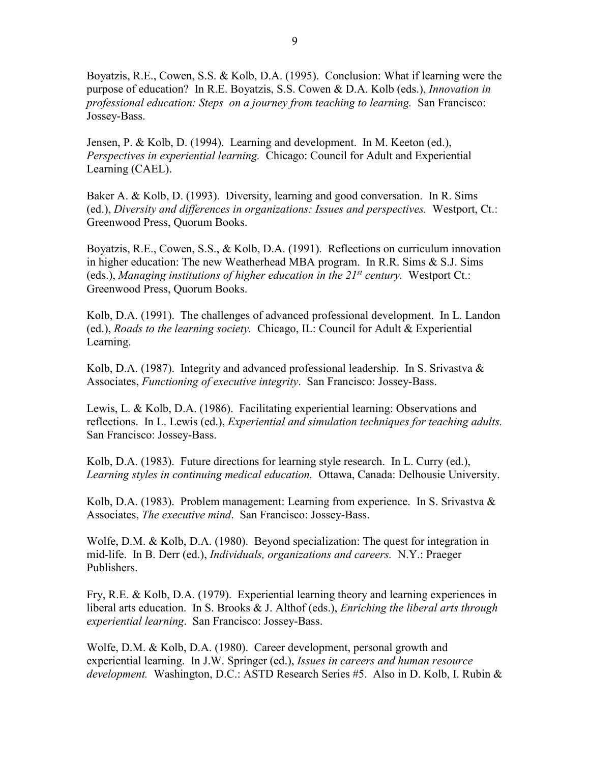Boyatzis, R.E., Cowen, S.S. & Kolb, D.A. (1995). Conclusion: What if learning were the purpose of education? In R.E. Boyatzis, S.S. Cowen & D.A. Kolb (eds.), *Innovation in professional education: Steps on a journey from teaching to learning.* San Francisco: Jossey-Bass.

Jensen, P. & Kolb, D. (1994). Learning and development. In M. Keeton (ed.), *Perspectives in experiential learning.* Chicago: Council for Adult and Experiential Learning (CAEL).

Baker A. & Kolb, D. (1993). Diversity, learning and good conversation. In R. Sims (ed.), *Diversity and differences in organizations: Issues and perspectives.* Westport, Ct.: Greenwood Press, Quorum Books.

Boyatzis, R.E., Cowen, S.S., & Kolb, D.A. (1991). Reflections on curriculum innovation in higher education: The new Weatherhead MBA program. In R.R. Sims & S.J. Sims (eds.), *Managing institutions of higher education in the 21st century.* Westport Ct.: Greenwood Press, Quorum Books.

Kolb, D.A. (1991). The challenges of advanced professional development. In L. Landon (ed.), *Roads to the learning society.* Chicago, IL: Council for Adult & Experiential Learning.

Kolb, D.A. (1987). Integrity and advanced professional leadership. In S. Srivastva & Associates, *Functioning of executive integrity*. San Francisco: Jossey-Bass.

Lewis, L. & Kolb, D.A. (1986). Facilitating experiential learning: Observations and reflections. In L. Lewis (ed.), *Experiential and simulation techniques for teaching adults.* San Francisco: Jossey-Bass.

Kolb, D.A. (1983). Future directions for learning style research. In L. Curry (ed.), *Learning styles in continuing medical education.* Ottawa, Canada: Delhousie University.

Kolb, D.A. (1983). Problem management: Learning from experience. In S. Srivastva & Associates, *The executive mind*. San Francisco: Jossey-Bass.

Wolfe, D.M. & Kolb, D.A. (1980). Beyond specialization: The quest for integration in mid-life. In B. Derr (ed.), *Individuals, organizations and careers.* N.Y.: Praeger Publishers.

Fry, R.E. & Kolb, D.A. (1979). Experiential learning theory and learning experiences in liberal arts education. In S. Brooks & J. Althof (eds.), *Enriching the liberal arts through experiential learning*. San Francisco: Jossey-Bass.

Wolfe, D.M. & Kolb, D.A. (1980). Career development, personal growth and experiential learning. In J.W. Springer (ed.), *Issues in careers and human resource development.* Washington, D.C.: ASTD Research Series #5. Also in D. Kolb, I. Rubin &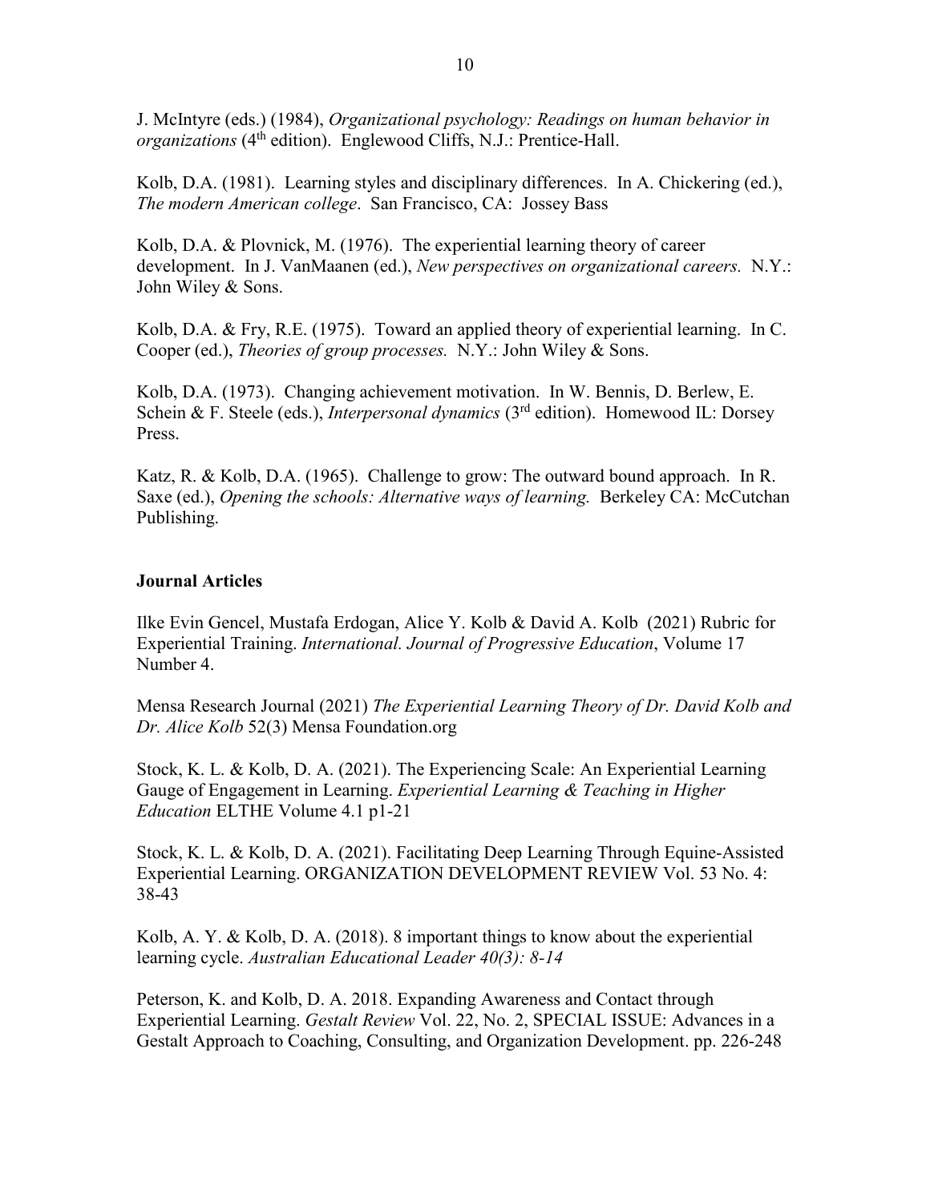J. McIntyre (eds.) (1984), *Organizational psychology: Readings on human behavior in organizations* (4th edition). Englewood Cliffs, N.J.: Prentice-Hall.

Kolb, D.A. (1981). Learning styles and disciplinary differences. In A. Chickering (ed.), *The modern American college*. San Francisco, CA: Jossey Bass

Kolb, D.A. & Plovnick, M. (1976). The experiential learning theory of career development. In J. VanMaanen (ed.), *New perspectives on organizational careers.* N.Y.: John Wiley & Sons.

Kolb, D.A. & Fry, R.E. (1975). Toward an applied theory of experiential learning. In C. Cooper (ed.), *Theories of group processes.* N.Y.: John Wiley & Sons.

Kolb, D.A. (1973). Changing achievement motivation. In W. Bennis, D. Berlew, E. Schein & F. Steele (eds.), *Interpersonal dynamics* (3rd edition). Homewood IL: Dorsey Press.

Katz, R. & Kolb, D.A. (1965). Challenge to grow: The outward bound approach. In R. Saxe (ed.), *Opening the schools: Alternative ways of learning.* Berkeley CA: McCutchan Publishing.

### Journal Articles

Ilke Evin Gencel, Mustafa Erdogan, Alice Y. Kolb & David A. Kolb (2021) Rubric for Experiential Training. *International. Journal of Progressive Education*, Volume 17 Number 4.

Mensa Research Journal (2021) *The Experiential Learning Theory of Dr. David Kolb and Dr. Alice Kolb* 52(3) Mensa Foundation.org

Stock, K. L. & Kolb, D. A. (2021). The Experiencing Scale: An Experiential Learning Gauge of Engagement in Learning. *Experiential Learning & Teaching in Higher Education* ELTHE Volume 4.1 p1-21

Stock, K. L. & Kolb, D. A. (2021). Facilitating Deep Learning Through Equine-Assisted Experiential Learning. ORGANIZATION DEVELOPMENT REVIEW Vol. 53 No. 4: 38-43

Kolb, A. Y. & Kolb, D. A. (2018). 8 important things to know about the experiential learning cycle. *Australian Educational Leader 40(3): 8-14*

Peterson, K. and Kolb, D. A. 2018. Expanding Awareness and Contact through Experiential Learning. *Gestalt Review* Vol. 22, No. 2, SPECIAL ISSUE: Advances in a Gestalt Approach to Coaching, Consulting, and Organization Development. pp. 226-248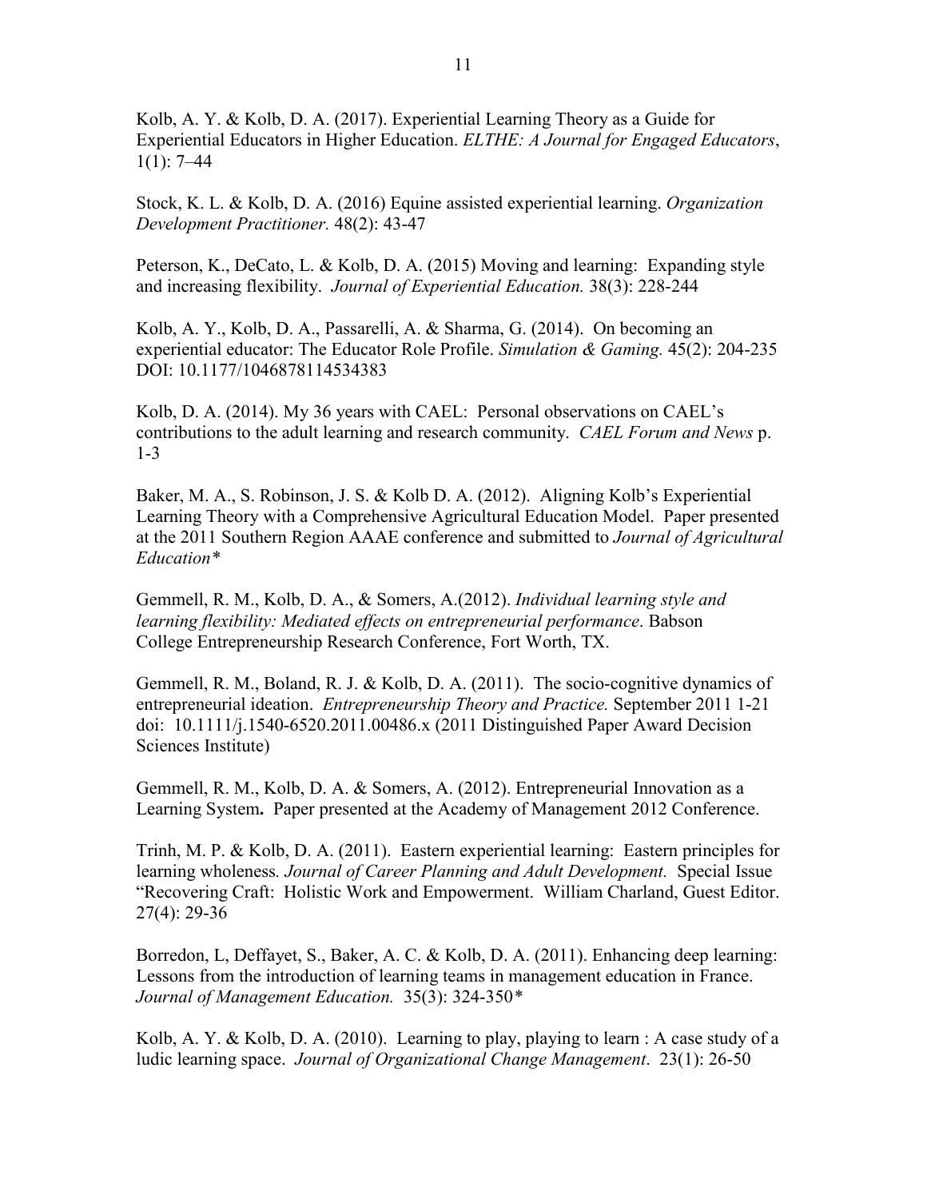Kolb, A. Y. & Kolb, D. A. (2017). Experiential Learning Theory as a Guide for Experiential Educators in Higher Education. *ELTHE: A Journal for Engaged Educators*, 1(1): 7–44

Stock, K. L. & Kolb, D. A. (2016) Equine assisted experiential learning. *Organization Development Practitioner.* 48(2): 43-47

Peterson, K., DeCato, L. & Kolb, D. A. (2015) Moving and learning: Expanding style and increasing flexibility. *Journal of Experiential Education.* 38(3): 228-244

Kolb, A. Y., Kolb, D. A., Passarelli, A. & Sharma, G. (2014). On becoming an experiential educator: The Educator Role Profile. *Simulation & Gaming.* 45(2): 204-235 DOI: 10.1177/1046878114534383

Kolb, D. A. (2014). My 36 years with CAEL: Personal observations on CAEL's contributions to the adult learning and research community. *CAEL Forum and News* p. 1-3

Baker, M. A., S. Robinson, J. S. & Kolb D. A. (2012). Aligning Kolb's Experiential Learning Theory with a Comprehensive Agricultural Education Model. Paper presented at the 2011 Southern Region AAAE conference and submitted to *Journal of Agricultural Education\**

Gemmell, R. M., Kolb, D. A., & Somers, A.(2012). *Individual learning style and learning flexibility: Mediated effects on entrepreneurial performance*. Babson College Entrepreneurship Research Conference, Fort Worth, TX.

Gemmell, R. M., Boland, R. J. & Kolb, D. A. (2011). The socio-cognitive dynamics of entrepreneurial ideation. *Entrepreneurship Theory and Practice.* September 2011 1-21 doi: 10.1111/j.1540-6520.2011.00486.x (2011 Distinguished Paper Award Decision Sciences Institute)

Gemmell, R. M., Kolb, D. A. & Somers, A. (2012). Entrepreneurial Innovation as a Learning System**.** Paper presented at the Academy of Management 2012 Conference.

Trinh, M. P. & Kolb, D. A. (2011). Eastern experiential learning: Eastern principles for learning wholeness*. Journal of Career Planning and Adult Development.* Special Issue "Recovering Craft: Holistic Work and Empowerment. William Charland, Guest Editor. 27(4): 29-36

Borredon, L, Deffayet, S., Baker, A. C. & Kolb, D. A. (2011). Enhancing deep learning: Lessons from the introduction of learning teams in management education in France. *Journal of Management Education.* 35(3): 324-350\*

Kolb, A. Y. & Kolb, D. A. (2010). Learning to play, playing to learn : A case study of a ludic learning space. *Journal of Organizational Change Management*. 23(1): 26-50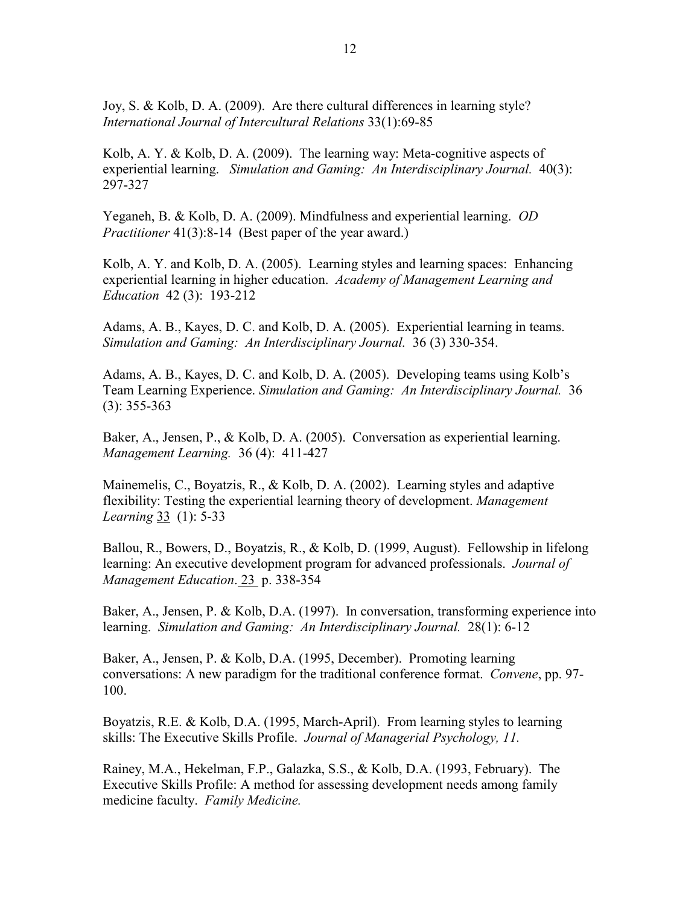Joy, S. & Kolb, D. A. (2009). Are there cultural differences in learning style? *International Journal of Intercultural Relations* 33(1):69-85

Kolb, A. Y. & Kolb, D. A. (2009). The learning way: Meta-cognitive aspects of experiential learning. *Simulation and Gaming: An Interdisciplinary Journal.* 40(3): 297-327

Yeganeh, B. & Kolb, D. A. (2009). Mindfulness and experiential learning. *OD Practitioner* 41(3):8-14 (Best paper of the year award.)

Kolb, A. Y. and Kolb, D. A. (2005). Learning styles and learning spaces: Enhancing experiential learning in higher education. *Academy of Management Learning and Education* 42 (3): 193-212

Adams, A. B., Kayes, D. C. and Kolb, D. A. (2005). Experiential learning in teams. *Simulation and Gaming: An Interdisciplinary Journal.* 36 (3) 330-354.

Adams, A. B., Kayes, D. C. and Kolb, D. A. (2005). Developing teams using Kolb's Team Learning Experience. *Simulation and Gaming: An Interdisciplinary Journal.* 36 (3): 355-363

Baker, A., Jensen, P., & Kolb, D. A. (2005). Conversation as experiential learning. *Management Learning.* 36 (4): 411-427

Mainemelis, C., Boyatzis, R., & Kolb, D. A. (2002). Learning styles and adaptive flexibility: Testing the experiential learning theory of development. *Management Learning* 33 (1): 5-33

Ballou, R., Bowers, D., Boyatzis, R., & Kolb, D. (1999, August). Fellowship in lifelong learning: An executive development program for advanced professionals. *Journal of Management Education*. 23 p. 338-354

Baker, A., Jensen, P. & Kolb, D.A. (1997). In conversation, transforming experience into learning. *Simulation and Gaming: An Interdisciplinary Journal.* 28(1): 6-12

Baker, A., Jensen, P. & Kolb, D.A. (1995, December). Promoting learning conversations: A new paradigm for the traditional conference format. *Convene*, pp. 97-100.

Boyatzis, R.E. & Kolb, D.A. (1995, March-April). From learning styles to learning skills: The Executive Skills Profile. *Journal of Managerial Psychology, 11.*

Rainey, M.A., Hekelman, F.P., Galazka, S.S., & Kolb, D.A. (1993, February). The Executive Skills Profile: A method for assessing development needs among family medicine faculty. *Family Medicine.*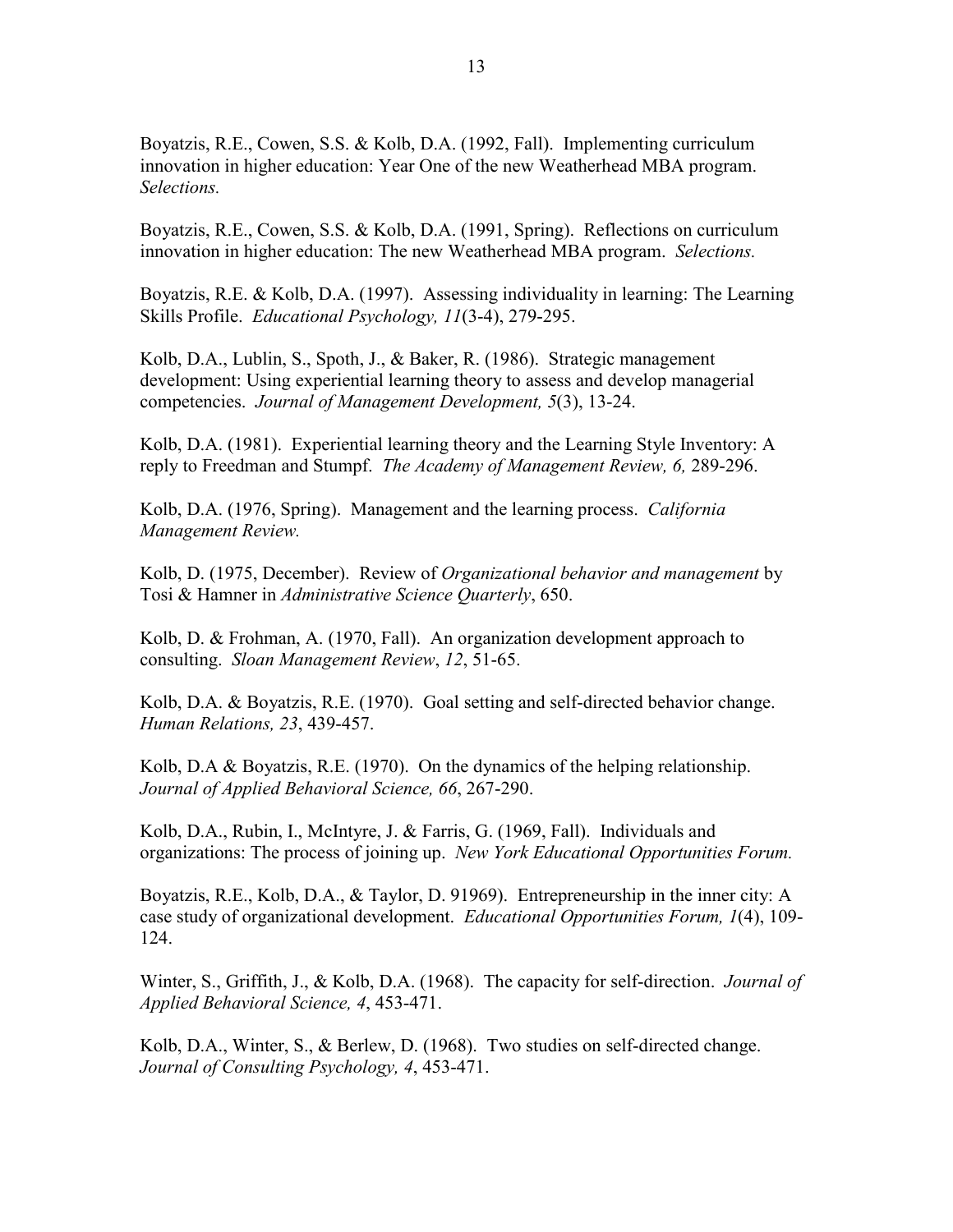Boyatzis, R.E., Cowen, S.S. & Kolb, D.A. (1992, Fall). Implementing curriculum innovation in higher education: Year One of the new Weatherhead MBA program. *Selections.*

Boyatzis, R.E., Cowen, S.S. & Kolb, D.A. (1991, Spring). Reflections on curriculum innovation in higher education: The new Weatherhead MBA program. *Selections.*

Boyatzis, R.E. & Kolb, D.A. (1997). Assessing individuality in learning: The Learning Skills Profile. *Educational Psychology, 11*(3-4), 279-295.

Kolb, D.A., Lublin, S., Spoth, J., & Baker, R. (1986). Strategic management development: Using experiential learning theory to assess and develop managerial competencies. *Journal of Management Development, 5*(3), 13-24.

Kolb, D.A. (1981). Experiential learning theory and the Learning Style Inventory: A reply to Freedman and Stumpf. *The Academy of Management Review, 6,* 289-296.

Kolb, D.A. (1976, Spring). Management and the learning process. *California Management Review.*

Kolb, D. (1975, December). Review of *Organizational behavior and management* by Tosi & Hamner in *Administrative Science Quarterly*, 650.

Kolb, D. & Frohman, A. (1970, Fall). An organization development approach to consulting. *Sloan Management Review*, *12*, 51-65.

Kolb, D.A. & Boyatzis, R.E. (1970). Goal setting and self-directed behavior change. *Human Relations, 23*, 439-457.

Kolb, D.A & Boyatzis, R.E. (1970). On the dynamics of the helping relationship. *Journal of Applied Behavioral Science, 66*, 267-290.

Kolb, D.A., Rubin, I., McIntyre, J. & Farris, G. (1969, Fall). Individuals and organizations: The process of joining up. *New York Educational Opportunities Forum.*

Boyatzis, R.E., Kolb, D.A., & Taylor, D. 91969). Entrepreneurship in the inner city: A case study of organizational development. *Educational Opportunities Forum, 1*(4), 109-124.

Winter, S., Griffith, J., & Kolb, D.A. (1968). The capacity for self-direction. *Journal of Applied Behavioral Science, 4*, 453-471.

Kolb, D.A., Winter, S., & Berlew, D. (1968). Two studies on self-directed change. *Journal of Consulting Psychology, 4*, 453-471.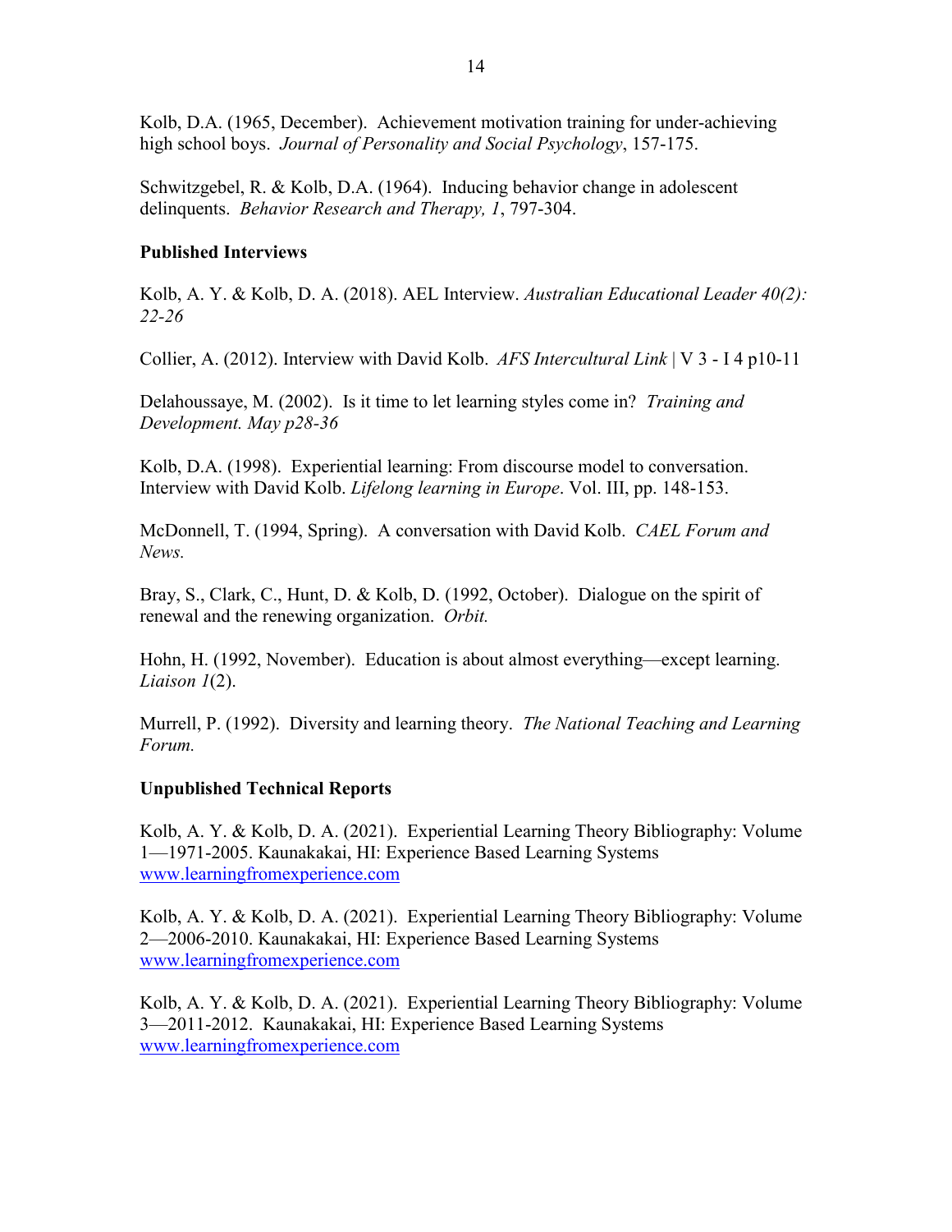Kolb, D.A. (1965, December). Achievement motivation training for under-achieving high school boys. *Journal of Personality and Social Psychology*, 157-175.

Schwitzgebel, R. & Kolb, D.A. (1964). Inducing behavior change in adolescent delinquents. *Behavior Research and Therapy, 1*, 797-304.

### Published Interviews

Kolb, A. Y. & Kolb, D. A. (2018). AEL Interview. *Australian Educational Leader 40(2): 22-26*

Collier, A. (2012). Interview with David Kolb. *AFS Intercultural Link* | V 3 - I 4 p10-11

Delahoussaye, M. (2002). Is it time to let learning styles come in? *Training and Development. May p28-36*

Kolb, D.A. (1998). Experiential learning: From discourse model to conversation. Interview with David Kolb. *Lifelong learning in Europe*. Vol. III, pp. 148-153.

McDonnell, T. (1994, Spring). A conversation with David Kolb. *CAEL Forum and News.*

Bray, S., Clark, C., Hunt, D. & Kolb, D. (1992, October). Dialogue on the spirit of renewal and the renewing organization. *Orbit.*

Hohn, H. (1992, November). Education is about almost everything—except learning. *Liaison 1*(2).

Murrell, P. (1992). Diversity and learning theory. *The National Teaching and Learning Forum.*

### Unpublished Technical Reports

Kolb, A. Y. & Kolb, D. A. (2021). Experiential Learning Theory Bibliography: Volume 1—1971-2005. Kaunakakai, HI: Experience Based Learning Systems www.learningfromexperience.com

Kolb, A. Y. & Kolb, D. A. (2021). Experiential Learning Theory Bibliography: Volume 2—2006-2010. Kaunakakai, HI: Experience Based Learning Systems www.learningfromexperience.com

Kolb, A. Y. & Kolb, D. A. (2021). Experiential Learning Theory Bibliography: Volume 3—2011-2012. Kaunakakai, HI: Experience Based Learning Systems www.learningfromexperience.com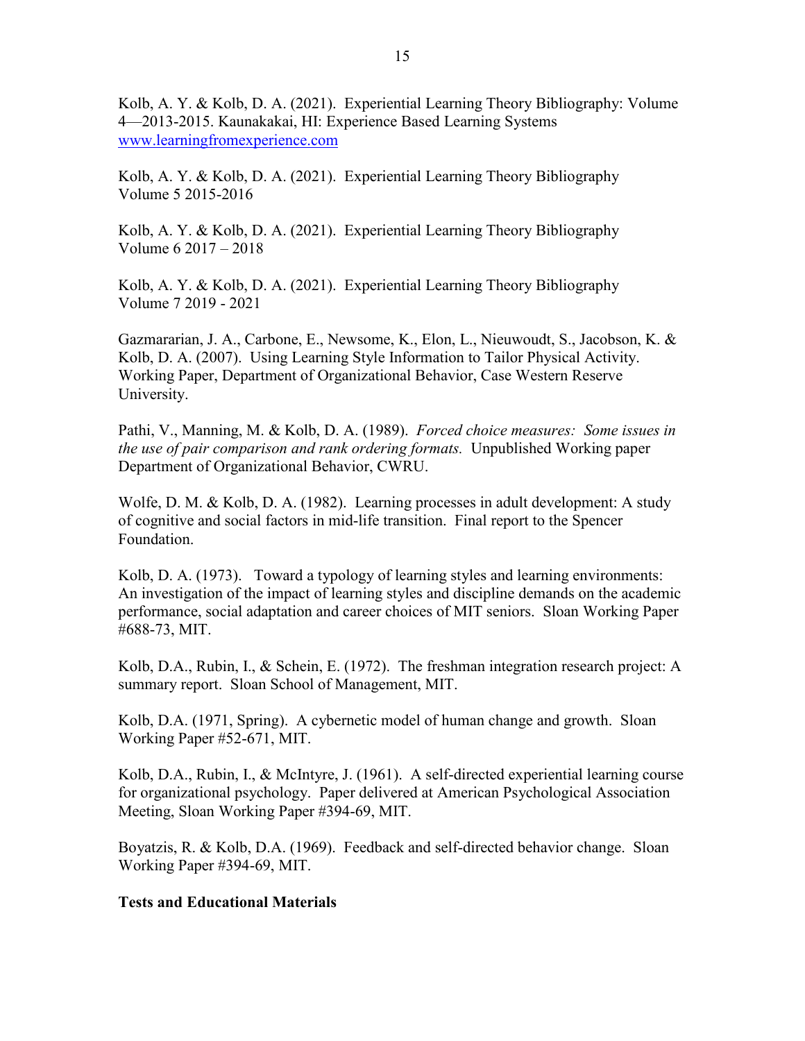Kolb, A. Y. & Kolb, D. A. (2021). Experiential Learning Theory Bibliography: Volume 4—2013-2015. Kaunakakai, HI: Experience Based Learning Systems www.learningfromexperience.com

Kolb, A. Y. & Kolb, D. A. (2021). Experiential Learning Theory Bibliography Volume 5 2015-2016

Kolb, A. Y. & Kolb, D. A. (2021). Experiential Learning Theory Bibliography Volume 6 2017 – 2018

Kolb, A. Y. & Kolb, D. A. (2021). Experiential Learning Theory Bibliography Volume 7 2019 - 2021

Gazmararian, J. A., Carbone, E., Newsome, K., Elon, L., Nieuwoudt, S., Jacobson, K. & Kolb, D. A. (2007). Using Learning Style Information to Tailor Physical Activity. Working Paper, Department of Organizational Behavior, Case Western Reserve University.

Pathi, V., Manning, M. & Kolb, D. A. (1989). *Forced choice measures: Some issues in the use of pair comparison and rank ordering formats.* Unpublished Working paper Department of Organizational Behavior, CWRU.

Wolfe, D. M. & Kolb, D. A. (1982). Learning processes in adult development: A study of cognitive and social factors in mid-life transition. Final report to the Spencer Foundation.

Kolb, D. A. (1973). Toward a typology of learning styles and learning environments: An investigation of the impact of learning styles and discipline demands on the academic performance, social adaptation and career choices of MIT seniors. Sloan Working Paper #688-73, MIT.

Kolb, D.A., Rubin, I., & Schein, E. (1972). The freshman integration research project: A summary report. Sloan School of Management, MIT.

Kolb, D.A. (1971, Spring). A cybernetic model of human change and growth. Sloan Working Paper #52-671, MIT.

Kolb, D.A., Rubin, I., & McIntyre, J. (1961). A self-directed experiential learning course for organizational psychology. Paper delivered at American Psychological Association Meeting, Sloan Working Paper #394-69, MIT.

Boyatzis, R. & Kolb, D.A. (1969). Feedback and self-directed behavior change. Sloan Working Paper #394-69, MIT.

**Tests and Educational Materials**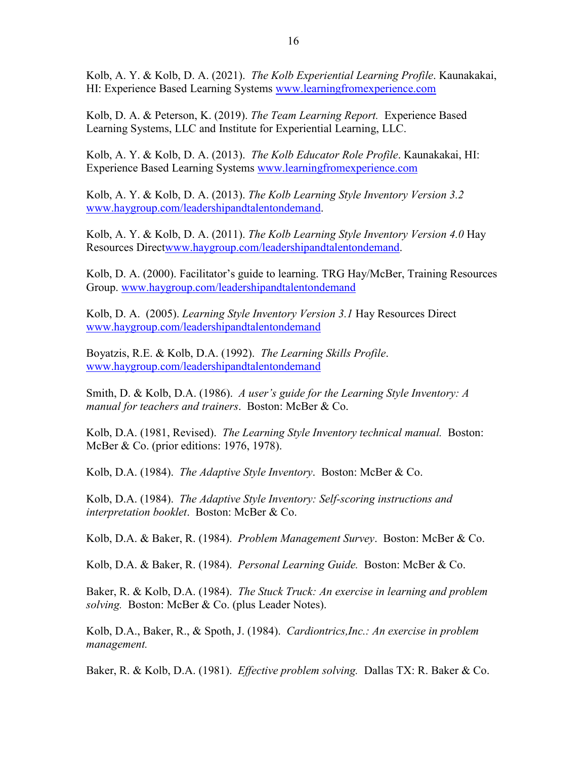Kolb, A. Y. & Kolb, D. A. (2021). *The Kolb Experiential Learning Profile*. Kaunakakai, HI: Experience Based Learning Systems www.learningfromexperience.com

Kolb, D. A. & Peterson, K. (2019). *The Team Learning Report.* Experience Based Learning Systems, LLC and Institute for Experiential Learning, LLC.

Kolb, A. Y. & Kolb, D. A. (2013). *The Kolb Educator Role Profile*. Kaunakakai, HI: Experience Based Learning Systems www.learningfromexperience.com

Kolb, A. Y. & Kolb, D. A. (2013). *The Kolb Learning Style Inventory Version 3.2* www.haygroup.com/leadershipandtalentondemand.

Kolb, A. Y. & Kolb, D. A. (2011). *The Kolb Learning Style Inventory Version 4.0* Hay Resources Directwww.haygroup.com/leadershipandtalentondemand.

Kolb, D. A. (2000). Facilitator's guide to learning. TRG Hay/McBer, Training Resources Group. www.haygroup.com/leadershipandtalentondemand

Kolb, D. A. (2005). *Learning Style Inventory Version 3.1* Hay Resources Direct www.haygroup.com/leadershipandtalentondemand

Boyatzis, R.E. & Kolb, D.A. (1992). *The Learning Skills Profile*. www.haygroup.com/leadershipandtalentondemand

Smith, D. & Kolb, D.A. (1986). *A user's guide for the Learning Style Inventory: A manual for teachers and trainers*. Boston: McBer & Co.

Kolb, D.A. (1981, Revised). *The Learning Style Inventory technical manual.* Boston: McBer & Co. (prior editions: 1976, 1978).

Kolb, D.A. (1984). *The Adaptive Style Inventory*. Boston: McBer & Co.

Kolb, D.A. (1984). *The Adaptive Style Inventory: Self-scoring instructions and interpretation booklet*. Boston: McBer & Co.

Kolb, D.A. & Baker, R. (1984). *Problem Management Survey*. Boston: McBer & Co.

Kolb, D.A. & Baker, R. (1984). *Personal Learning Guide.* Boston: McBer & Co.

Baker, R. & Kolb, D.A. (1984). *The Stuck Truck: An exercise in learning and problem solving.* Boston: McBer & Co. (plus Leader Notes).

Kolb, D.A., Baker, R., & Spoth, J. (1984). *Cardiontrics,Inc.: An exercise in problem management.*

Baker, R. & Kolb, D.A. (1981). *Effective problem solving.* Dallas TX: R. Baker & Co.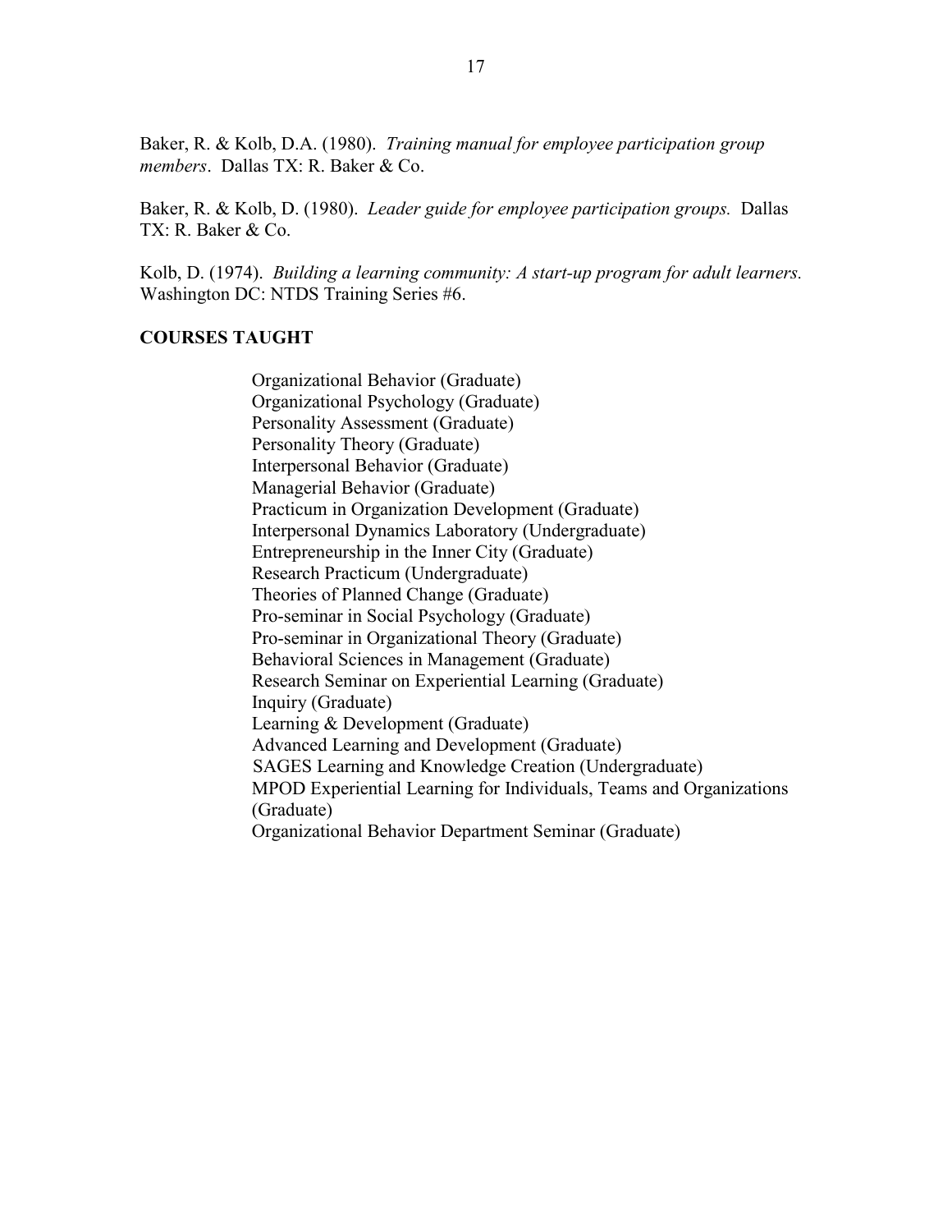Baker, R. & Kolb, D.A. (1980). *Training manual for employee participation group members*. Dallas TX: R. Baker & Co.

Baker, R. & Kolb, D. (1980). *Leader guide for employee participation groups.* Dallas TX: R. Baker & Co.

Kolb, D. (1974). *Building a learning community: A start-up program for adult learners.* Washington DC: NTDS Training Series #6.

**COURSES TAUGHT**

Organizational Behavior (Graduate)
Organizational Psychology (Graduate)
Personality Assessment (Graduate)
Personality Theory (Graduate)
Interpersonal Behavior (Graduate)
Managerial Behavior (Graduate)
Practicum in Organization Development (Graduate)
Interpersonal Dynamics Laboratory (Undergraduate)
Entrepreneurship in the Inner City (Graduate)
Research Practicum (Undergraduate)
Theories of Planned Change (Graduate)
Pro-seminar in Social Psychology (Graduate)
Pro-seminar in Organizational Theory (Graduate)
Behavioral Sciences in Management (Graduate)
Research Seminar on Experiential Learning (Graduate)
Inquiry (Graduate)
Learning & Development (Graduate)
Advanced Learning and Development (Graduate)
SAGES Learning and Knowledge Creation (Undergraduate)
MPOD Experiential Learning for Individuals, Teams and Organizations (Graduate)
Organizational Behavior Department Seminar (Graduate)